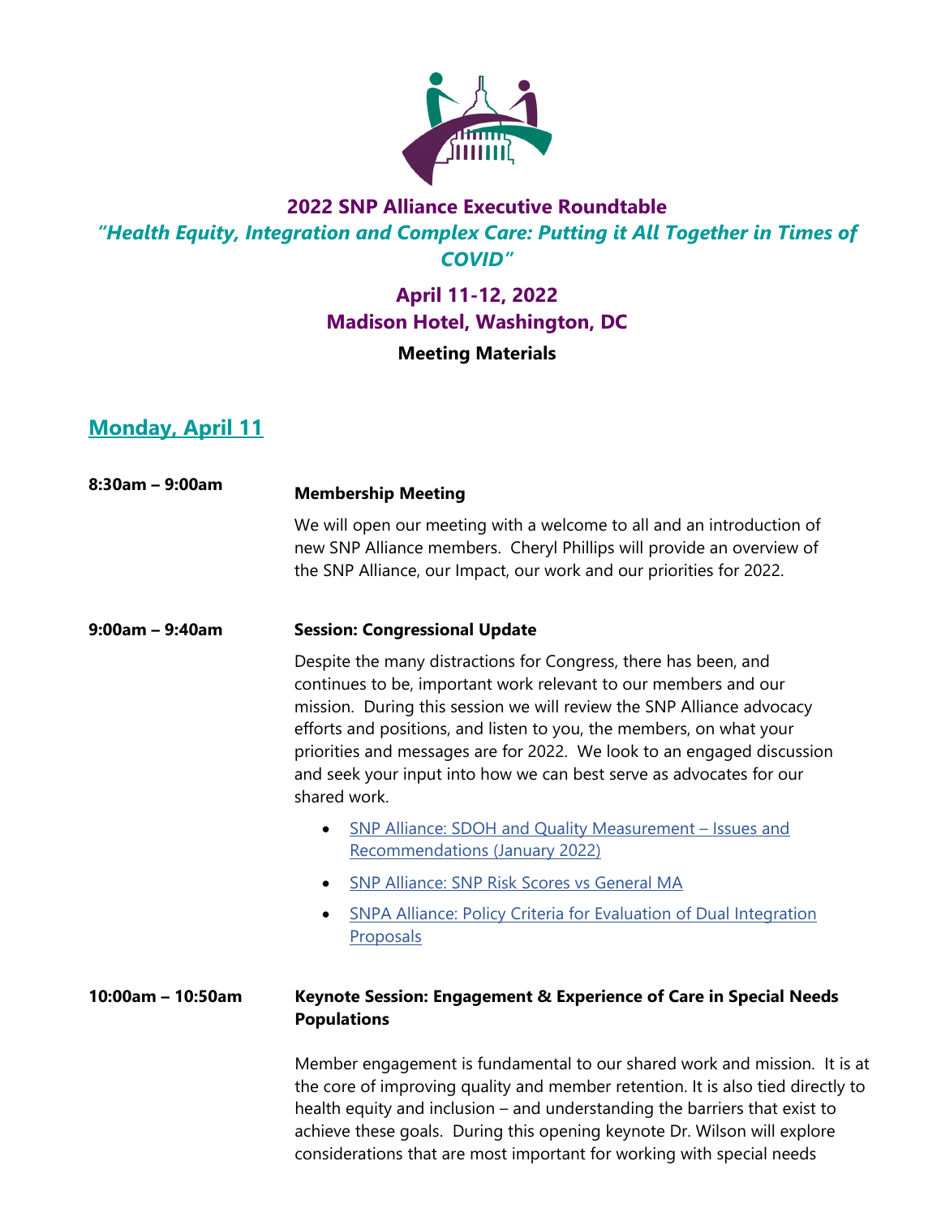# 2022 SNP Alliance Executive Roundtable

## *"Health Equity, Integration and Complex Care: Putting it All Together in Times of COVID"*

## April 11-12, 2022
## Madison Hotel, Washington, DC

**Meeting Materials**

## Monday, April 11

**8:30am – 9:00am** **Membership Meeting**

We will open our meeting with a welcome to all and an introduction of new SNP Alliance members. Cheryl Phillips will provide an overview of the SNP Alliance, our Impact, our work and our priorities for 2022.

**9:00am – 9:40am** **Session: Congressional Update**

Despite the many distractions for Congress, there has been, and continues to be, important work relevant to our members and our mission. During this session we will review the SNP Alliance advocacy efforts and positions, and listen to you, the members, on what your priorities and messages are for 2022. We look to an engaged discussion and seek your input into how we can best serve as advocates for our shared work.

- SNP Alliance: SDOH and Quality Measurement – Issues and Recommendations (January 2022)
- SNP Alliance: SNP Risk Scores vs General MA
- SNPA Alliance: Policy Criteria for Evaluation of Dual Integration Proposals

**10:00am – 10:50am** **Keynote Session: Engagement & Experience of Care in Special Needs Populations**

Member engagement is fundamental to our shared work and mission. It is at the core of improving quality and member retention. It is also tied directly to health equity and inclusion – and understanding the barriers that exist to achieve these goals. During this opening keynote Dr. Wilson will explore considerations that are most important for working with special needs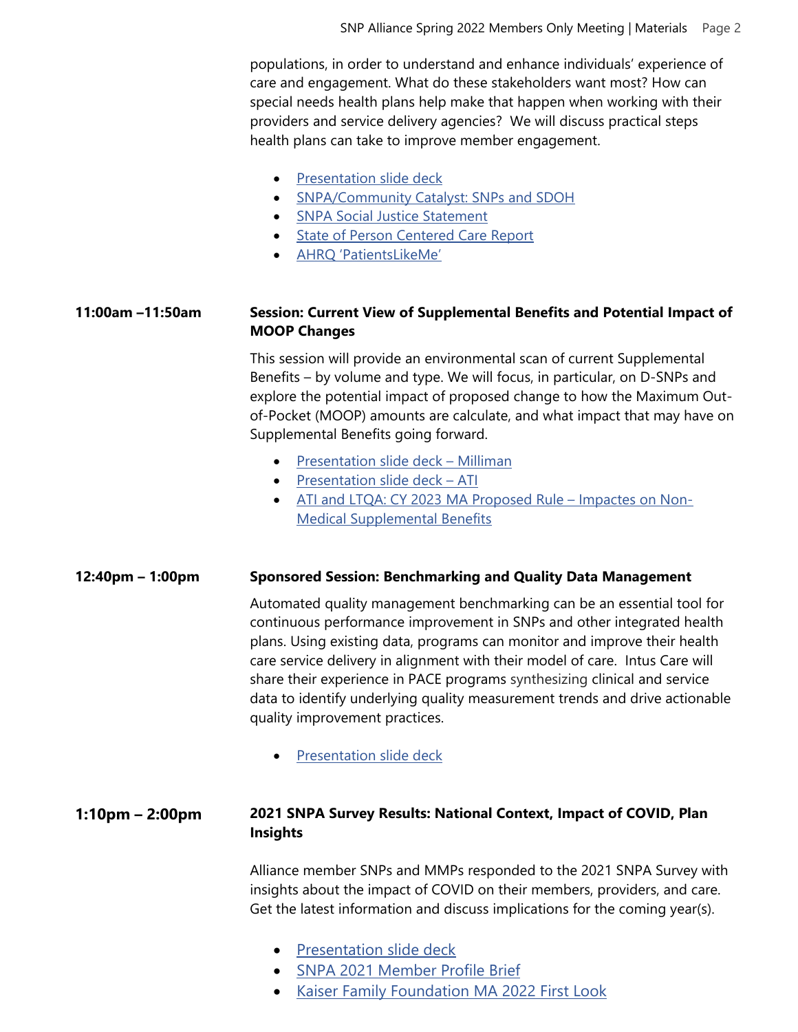populations, in order to understand and enhance individuals' experience of care and engagement. What do these stakeholders want most? How can special needs health plans help make that happen when working with their providers and service delivery agencies? We will discuss practical steps health plans can take to improve member engagement.

- Presentation slide deck
- SNPA/Community Catalyst: SNPs and SDOH
- SNPA Social Justice Statement
- State of Person Centered Care Report
- AHRQ 'PatientsLikeMe'

**11:00am –11:50am** **Session: Current View of Supplemental Benefits and Potential Impact of MOOP Changes**

This session will provide an environmental scan of current Supplemental Benefits – by volume and type. We will focus, in particular, on D-SNPs and explore the potential impact of proposed change to how the Maximum Out-of-Pocket (MOOP) amounts are calculate, and what impact that may have on Supplemental Benefits going forward.

- Presentation slide deck – Milliman
- Presentation slide deck – ATI
- ATI and LTQA: CY 2023 MA Proposed Rule – Impactes on Non-Medical Supplemental Benefits

**12:40pm – 1:00pm** **Sponsored Session: Benchmarking and Quality Data Management**

Automated quality management benchmarking can be an essential tool for continuous performance improvement in SNPs and other integrated health plans. Using existing data, programs can monitor and improve their health care service delivery in alignment with their model of care. Intus Care will share their experience in PACE programs synthesizing clinical and service data to identify underlying quality measurement trends and drive actionable quality improvement practices.

- Presentation slide deck

**1:10pm – 2:00pm** **2021 SNPA Survey Results: National Context, Impact of COVID, Plan Insights**

Alliance member SNPs and MMPs responded to the 2021 SNPA Survey with insights about the impact of COVID on their members, providers, and care. Get the latest information and discuss implications for the coming year(s).

- Presentation slide deck
- SNPA 2021 Member Profile Brief
- Kaiser Family Foundation MA 2022 First Look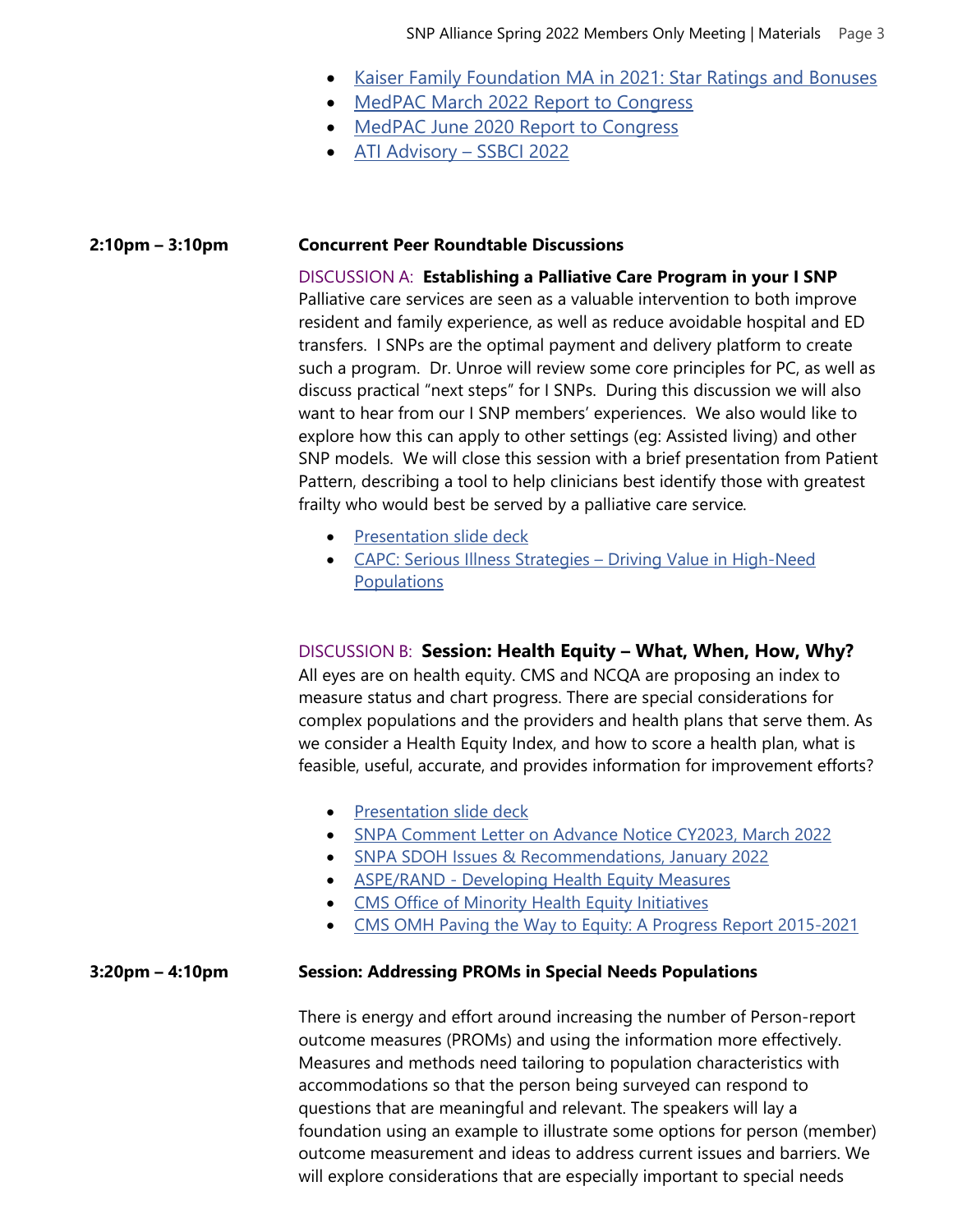- Kaiser Family Foundation MA in 2021: Star Ratings and Bonuses
- MedPAC March 2022 Report to Congress
- MedPAC June 2020 Report to Congress
- ATI Advisory – SSBCI 2022

**2:10pm – 3:10pm** **Concurrent Peer Roundtable Discussions**

DISCUSSION A: **Establishing a Palliative Care Program in your I SNP**

Palliative care services are seen as a valuable intervention to both improve resident and family experience, as well as reduce avoidable hospital and ED transfers. I SNPs are the optimal payment and delivery platform to create such a program. Dr. Unroe will review some core principles for PC, as well as discuss practical "next steps" for I SNPs. During this discussion we will also want to hear from our I SNP members' experiences. We also would like to explore how this can apply to other settings (eg: Assisted living) and other SNP models. We will close this session with a brief presentation from Patient Pattern, describing a tool to help clinicians best identify those with greatest frailty who would best be served by a palliative care service.

- Presentation slide deck
- CAPC: Serious Illness Strategies – Driving Value in High-Need Populations

DISCUSSION B: **Session: Health Equity – What, When, How, Why?**

All eyes are on health equity. CMS and NCQA are proposing an index to measure status and chart progress. There are special considerations for complex populations and the providers and health plans that serve them. As we consider a Health Equity Index, and how to score a health plan, what is feasible, useful, accurate, and provides information for improvement efforts?

- Presentation slide deck
- SNPA Comment Letter on Advance Notice CY2023, March 2022
- SNPA SDOH Issues & Recommendations, January 2022
- ASPE/RAND - Developing Health Equity Measures
- CMS Office of Minority Health Equity Initiatives
- CMS OMH Paving the Way to Equity: A Progress Report 2015-2021

**3:20pm – 4:10pm** **Session: Addressing PROMs in Special Needs Populations**

There is energy and effort around increasing the number of Person-report outcome measures (PROMs) and using the information more effectively. Measures and methods need tailoring to population characteristics with accommodations so that the person being surveyed can respond to questions that are meaningful and relevant. The speakers will lay a foundation using an example to illustrate some options for person (member) outcome measurement and ideas to address current issues and barriers. We will explore considerations that are especially important to special needs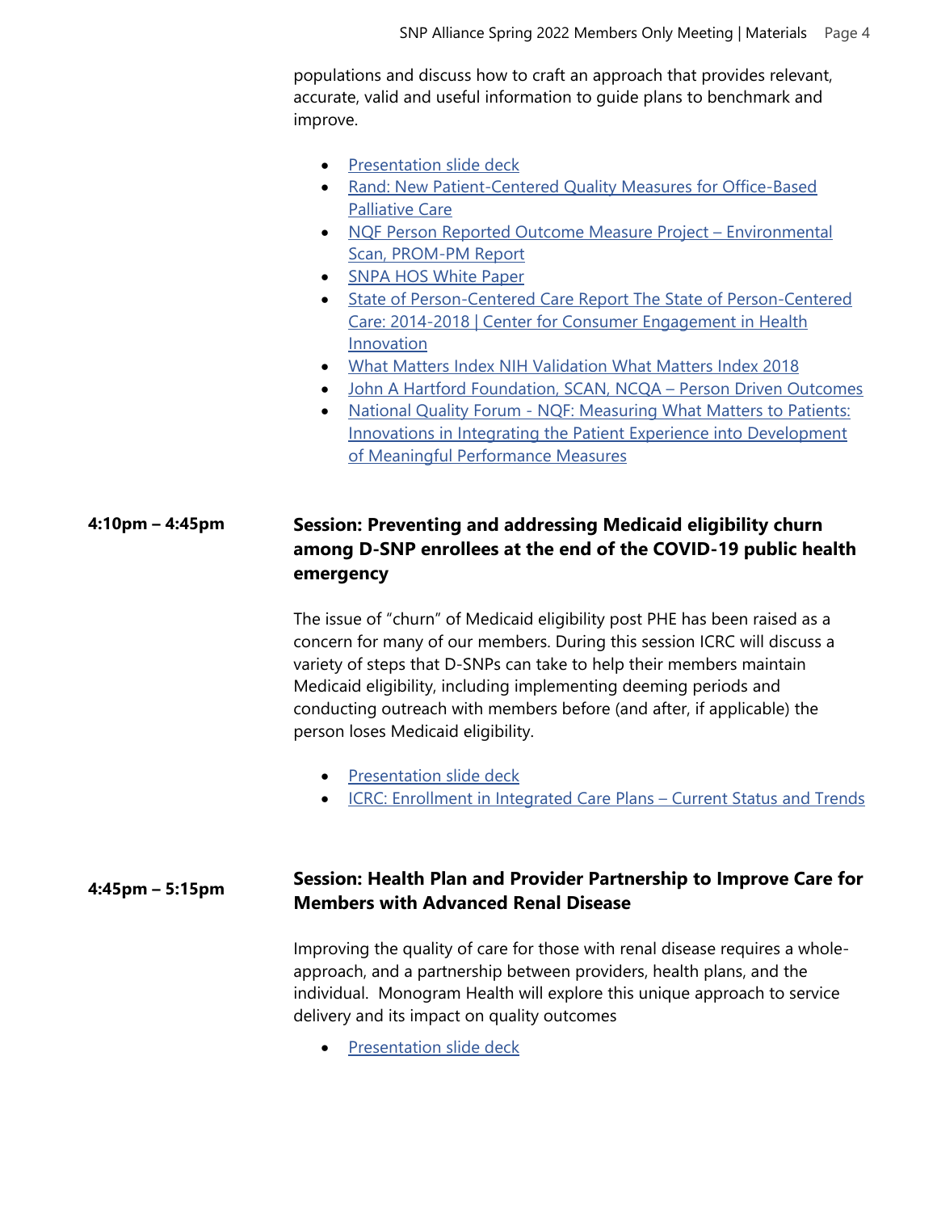populations and discuss how to craft an approach that provides relevant, accurate, valid and useful information to guide plans to benchmark and improve.

- Presentation slide deck
- Rand: New Patient-Centered Quality Measures for Office-Based Palliative Care
- NQF Person Reported Outcome Measure Project – Environmental Scan, PROM-PM Report
- SNPA HOS White Paper
- State of Person-Centered Care Report The State of Person-Centered Care: 2014-2018 | Center for Consumer Engagement in Health Innovation
- What Matters Index NIH Validation What Matters Index 2018
- John A Hartford Foundation, SCAN, NCQA – Person Driven Outcomes
- National Quality Forum - NQF: Measuring What Matters to Patients: Innovations in Integrating the Patient Experience into Development of Meaningful Performance Measures

**4:10pm – 4:45pm**

## Session: Preventing and addressing Medicaid eligibility churn among D-SNP enrollees at the end of the COVID-19 public health emergency

The issue of "churn" of Medicaid eligibility post PHE has been raised as a concern for many of our members. During this session ICRC will discuss a variety of steps that D-SNPs can take to help their members maintain Medicaid eligibility, including implementing deeming periods and conducting outreach with members before (and after, if applicable) the person loses Medicaid eligibility.

- Presentation slide deck
- ICRC: Enrollment in Integrated Care Plans – Current Status and Trends

**4:45pm – 5:15pm**

## Session: Health Plan and Provider Partnership to Improve Care for Members with Advanced Renal Disease

Improving the quality of care for those with renal disease requires a whole-approach, and a partnership between providers, health plans, and the individual. Monogram Health will explore this unique approach to service delivery and its impact on quality outcomes

- Presentation slide deck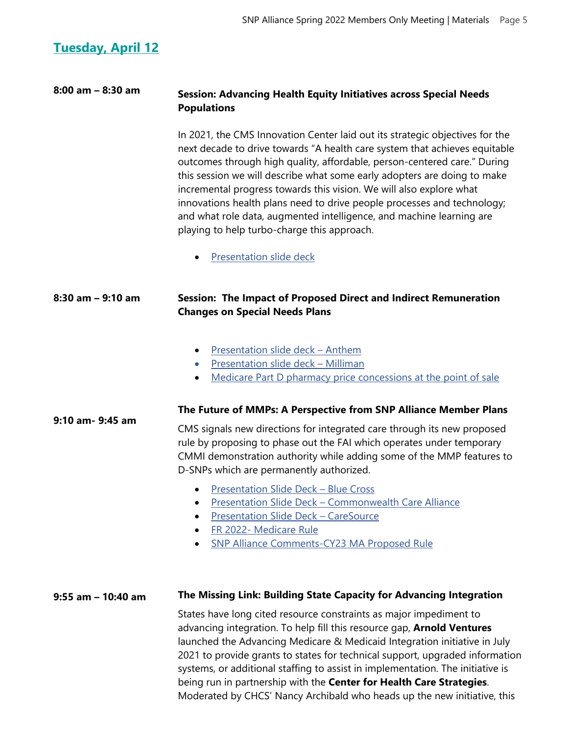## Tuesday, April 12

**8:00 am – 8:30 am**

**Session: Advancing Health Equity Initiatives across Special Needs Populations**

In 2021, the CMS Innovation Center laid out its strategic objectives for the next decade to drive towards "A health care system that achieves equitable outcomes through high quality, affordable, person-centered care." During this session we will describe what some early adopters are doing to make incremental progress towards this vision. We will also explore what innovations health plans need to drive people processes and technology; and what role data, augmented intelligence, and machine learning are playing to help turbo-charge this approach.

- Presentation slide deck

**8:30 am – 9:10 am**

**Session: The Impact of Proposed Direct and Indirect Remuneration Changes on Special Needs Plans**

- Presentation slide deck – Anthem
- Presentation slide deck – Milliman
- Medicare Part D pharmacy price concessions at the point of sale

**9:10 am- 9:45 am**

**The Future of MMPs: A Perspective from SNP Alliance Member Plans**

CMS signals new directions for integrated care through its new proposed rule by proposing to phase out the FAI which operates under temporary CMMI demonstration authority while adding some of the MMP features to D-SNPs which are permanently authorized.

- Presentation Slide Deck – Blue Cross
- Presentation Slide Deck – Commonwealth Care Alliance
- Presentation Slide Deck – CareSource
- FR 2022- Medicare Rule
- SNP Alliance Comments-CY23 MA Proposed Rule

**9:55 am – 10:40 am**

**The Missing Link: Building State Capacity for Advancing Integration**

States have long cited resource constraints as major impediment to advancing integration. To help fill this resource gap, **Arnold Ventures** launched the Advancing Medicare & Medicaid Integration initiative in July 2021 to provide grants to states for technical support, upgraded information systems, or additional staffing to assist in implementation. The initiative is being run in partnership with the **Center for Health Care Strategies**. Moderated by CHCS' Nancy Archibald who heads up the new initiative, this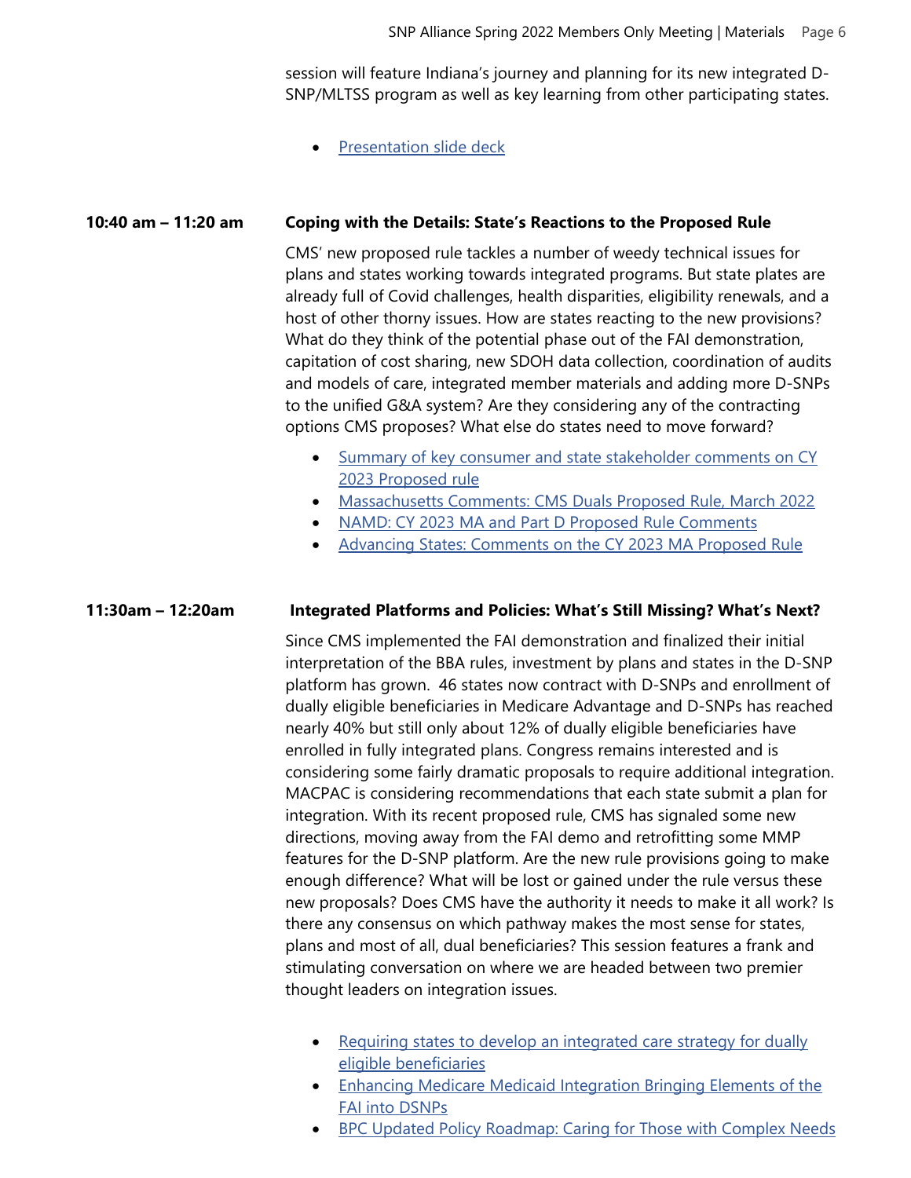session will feature Indiana's journey and planning for its new integrated D-SNP/MLTSS program as well as key learning from other participating states.

- Presentation slide deck

**10:40 am – 11:20 am** **Coping with the Details: State's Reactions to the Proposed Rule**

CMS' new proposed rule tackles a number of weedy technical issues for plans and states working towards integrated programs. But state plates are already full of Covid challenges, health disparities, eligibility renewals, and a host of other thorny issues. How are states reacting to the new provisions? What do they think of the potential phase out of the FAI demonstration, capitation of cost sharing, new SDOH data collection, coordination of audits and models of care, integrated member materials and adding more D-SNPs to the unified G&A system? Are they considering any of the contracting options CMS proposes? What else do states need to move forward?

- Summary of key consumer and state stakeholder comments on CY 2023 Proposed rule
- Massachusetts Comments: CMS Duals Proposed Rule, March 2022
- NAMD: CY 2023 MA and Part D Proposed Rule Comments
- Advancing States: Comments on the CY 2023 MA Proposed Rule

**11:30am – 12:20am** **Integrated Platforms and Policies: What's Still Missing? What's Next?**

Since CMS implemented the FAI demonstration and finalized their initial interpretation of the BBA rules, investment by plans and states in the D-SNP platform has grown. 46 states now contract with D-SNPs and enrollment of dually eligible beneficiaries in Medicare Advantage and D-SNPs has reached nearly 40% but still only about 12% of dually eligible beneficiaries have enrolled in fully integrated plans. Congress remains interested and is considering some fairly dramatic proposals to require additional integration. MACPAC is considering recommendations that each state submit a plan for integration. With its recent proposed rule, CMS has signaled some new directions, moving away from the FAI demo and retrofitting some MMP features for the D-SNP platform. Are the new rule provisions going to make enough difference? What will be lost or gained under the rule versus these new proposals? Does CMS have the authority it needs to make it all work? Is there any consensus on which pathway makes the most sense for states, plans and most of all, dual beneficiaries? This session features a frank and stimulating conversation on where we are headed between two premier thought leaders on integration issues.

- Requiring states to develop an integrated care strategy for dually eligible beneficiaries
- Enhancing Medicare Medicaid Integration Bringing Elements of the FAI into DSNPs
- BPC Updated Policy Roadmap: Caring for Those with Complex Needs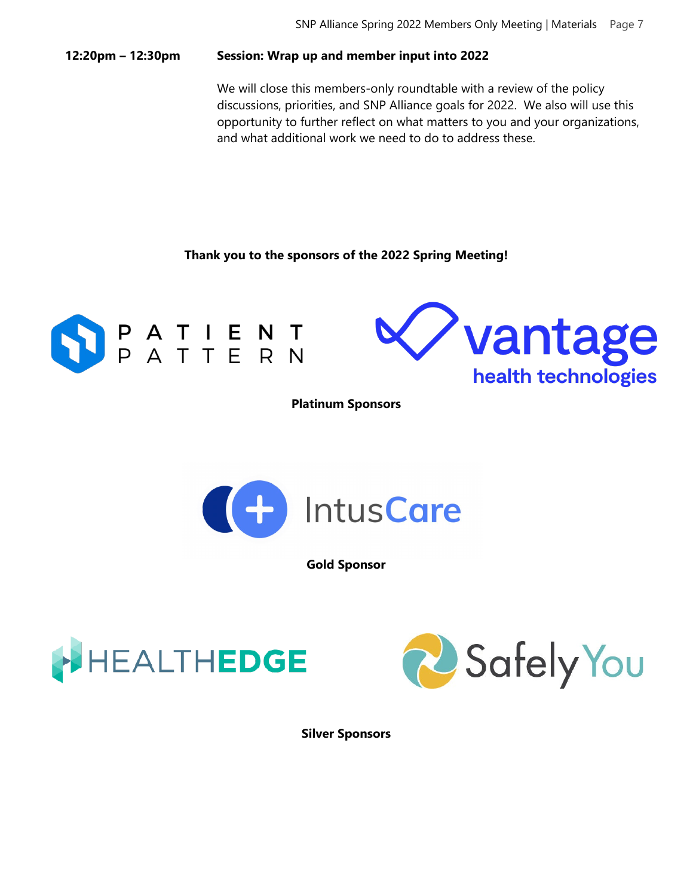**12:20pm – 12:30pm** **Session: Wrap up and member input into 2022**

We will close this members-only roundtable with a review of the policy discussions, priorities, and SNP Alliance goals for 2022. We also will use this opportunity to further reflect on what matters to you and your organizations, and what additional work we need to do to address these.

**Thank you to the sponsors of the 2022 Spring Meeting!**

PATIENT PATTERN

vantage health technologies

**Platinum Sponsors**

IntusCare

**Gold Sponsor**

HEALTHEDGE

SafelyYou

**Silver Sponsors**